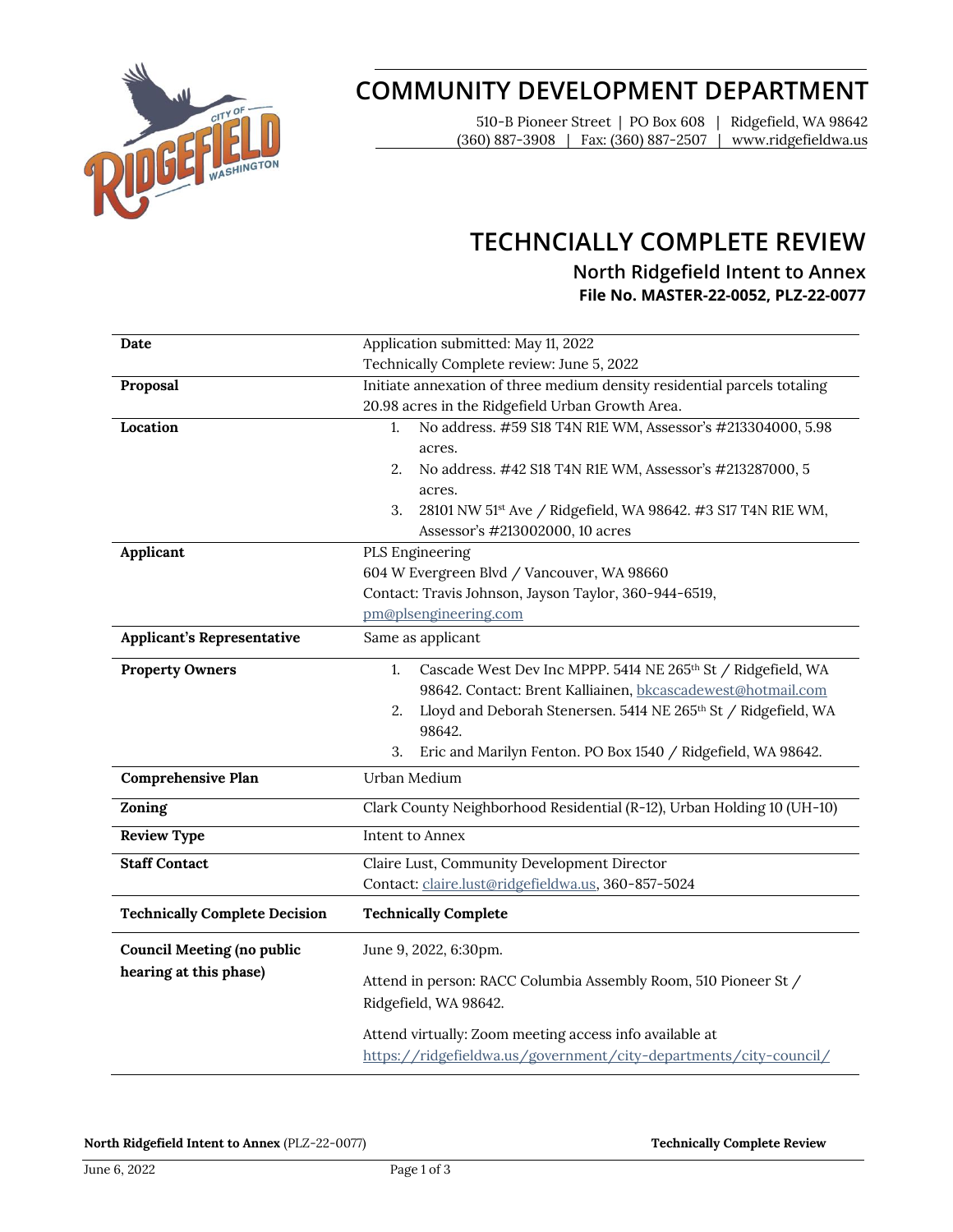# COMMUNITY DEVELOPMENT DEPARTMENT

510-B Pioneer Street | PO Box 608 | Ridgefield, WA 98642
(360) 887-3908 | Fax: (360) 887-2507 | www.ridgefieldwa.us

## TECHNCIALLY COMPLETE REVIEW

### North Ridgefield Intent to Annex

**File No. MASTER-22-0052, PLZ-22-0077**

| | |
|---|---|
| **Date** | Application submitted: May 11, 2022<br>Technically Complete review: June 5, 2022 |
| **Proposal** | Initiate annexation of three medium density residential parcels totaling 20.98 acres in the Ridgefield Urban Growth Area. |
| **Location** | 1. No address. #59 S18 T4N R1E WM, Assessor's #213304000, 5.98 acres.<br>2. No address. #42 S18 T4N R1E WM, Assessor's #213287000, 5 acres.<br>3. 28101 NW 51st Ave / Ridgefield, WA 98642. #3 S17 T4N R1E WM, Assessor's #213002000, 10 acres |
| **Applicant** | PLS Engineering<br>604 W Evergreen Blvd / Vancouver, WA 98660<br>Contact: Travis Johnson, Jayson Taylor, 360-944-6519, pm@plsengineering.com |
| **Applicant's Representative** | Same as applicant |
| **Property Owners** | 1. Cascade West Dev Inc MPPP. 5414 NE 265th St / Ridgefield, WA 98642. Contact: Brent Kalliainen, bkcascadewest@hotmail.com<br>2. Lloyd and Deborah Stenersen. 5414 NE 265th St / Ridgefield, WA 98642.<br>3. Eric and Marilyn Fenton. PO Box 1540 / Ridgefield, WA 98642. |
| **Comprehensive Plan** | Urban Medium |
| **Zoning** | Clark County Neighborhood Residential (R-12), Urban Holding 10 (UH-10) |
| **Review Type** | Intent to Annex |
| **Staff Contact** | Claire Lust, Community Development Director<br>Contact: claire.lust@ridgefieldwa.us, 360-857-5024 |
| **Technically Complete Decision** | **Technically Complete** |
| **Council Meeting (no public hearing at this phase)** | June 9, 2022, 6:30pm.<br>Attend in person: RACC Columbia Assembly Room, 510 Pioneer St / Ridgefield, WA 98642.<br>Attend virtually: Zoom meeting access info available at https://ridgefieldwa.us/government/city-departments/city-council/ |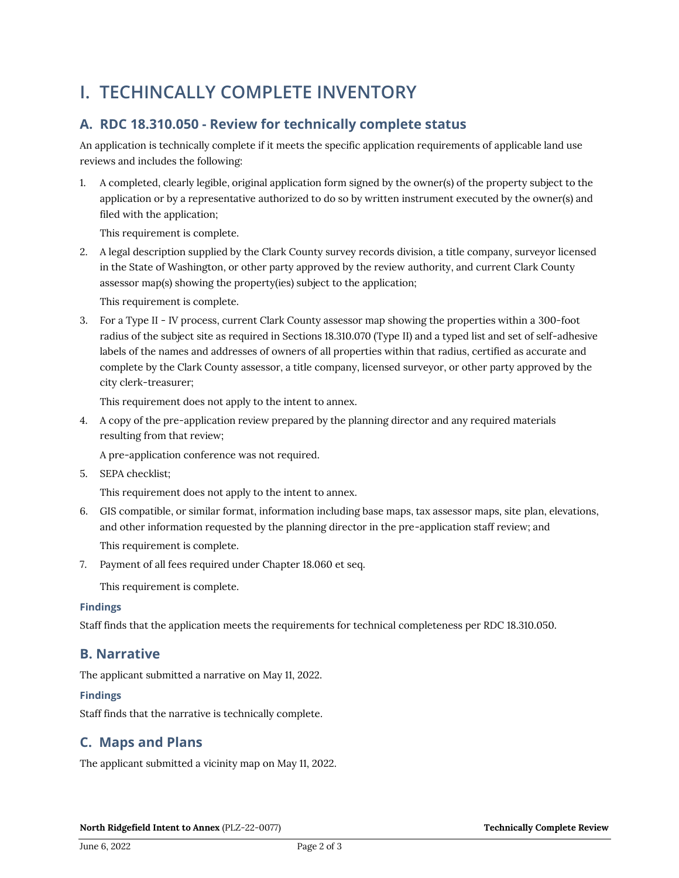# I. TECHINCALLY COMPLETE INVENTORY

## A. RDC 18.310.050 - Review for technically complete status

An application is technically complete if it meets the specific application requirements of applicable land use reviews and includes the following:

1. A completed, clearly legible, original application form signed by the owner(s) of the property subject to the application or by a representative authorized to do so by written instrument executed by the owner(s) and filed with the application;

   This requirement is complete.

2. A legal description supplied by the Clark County survey records division, a title company, surveyor licensed in the State of Washington, or other party approved by the review authority, and current Clark County assessor map(s) showing the property(ies) subject to the application;

   This requirement is complete.

3. For a Type II - IV process, current Clark County assessor map showing the properties within a 300-foot radius of the subject site as required in Sections 18.310.070 (Type II) and a typed list and set of self-adhesive labels of the names and addresses of owners of all properties within that radius, certified as accurate and complete by the Clark County assessor, a title company, licensed surveyor, or other party approved by the city clerk-treasurer;

   This requirement does not apply to the intent to annex.

4. A copy of the pre-application review prepared by the planning director and any required materials resulting from that review;

   A pre-application conference was not required.

5. SEPA checklist;

   This requirement does not apply to the intent to annex.

6. GIS compatible, or similar format, information including base maps, tax assessor maps, site plan, elevations, and other information requested by the planning director in the pre-application staff review; and

   This requirement is complete.

7. Payment of all fees required under Chapter 18.060 et seq.

   This requirement is complete.

#### Findings

Staff finds that the application meets the requirements for technical completeness per RDC 18.310.050.

## B. Narrative

The applicant submitted a narrative on May 11, 2022.

#### Findings

Staff finds that the narrative is technically complete.

## C. Maps and Plans

The applicant submitted a vicinity map on May 11, 2022.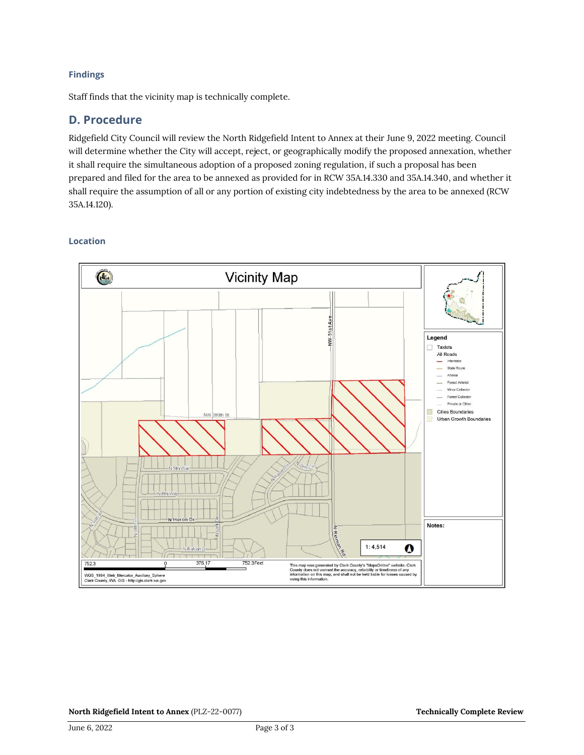#### Findings

Staff finds that the vicinity map is technically complete.

## D. Procedure

Ridgefield City Council will review the North Ridgefield Intent to Annex at their June 9, 2022 meeting. Council will determine whether the City will accept, reject, or geographically modify the proposed annexation, whether it shall require the simultaneous adoption of a proposed zoning regulation, if such a proposal has been prepared and filed for the area to be annexed as provided for in RCW 35A.14.330 and 35A.14.340, and whether it shall require the assumption of all or any portion of existing city indebtedness by the area to be annexed (RCW 35A.14.120).

#### Location

Vicinity Map

NW 51st Ave
NW 280th St
N 9th Way
N 9th Cir
N Raven Dr
N 8th Way
N Heron Dr
N Ibis Dr
N 18th Pl
N Lark Dr
N Falcon Dr
N Reiman Rd

Legend
Taxlots
All Roads
Interstate
State Route
Arterial
Forest Arterial
Minor Collector
Forest Collector
Private or Other
Cities Boundaries
Urban Growth Boundaries

Notes:

1: 4,514

752.3 0 376.17 752.3Feet

WGS_1984_Web_Mercator_Auxiliary_Sphere
Clark County, WA. GIS - http://gis.clark.wa.gov

This map was generated by Clark County's "MapsOnline" website. Clark County does not warrant the accuracy, reliability or timeliness of any information on this map, and shall not be held liable for losses caused by using this information.